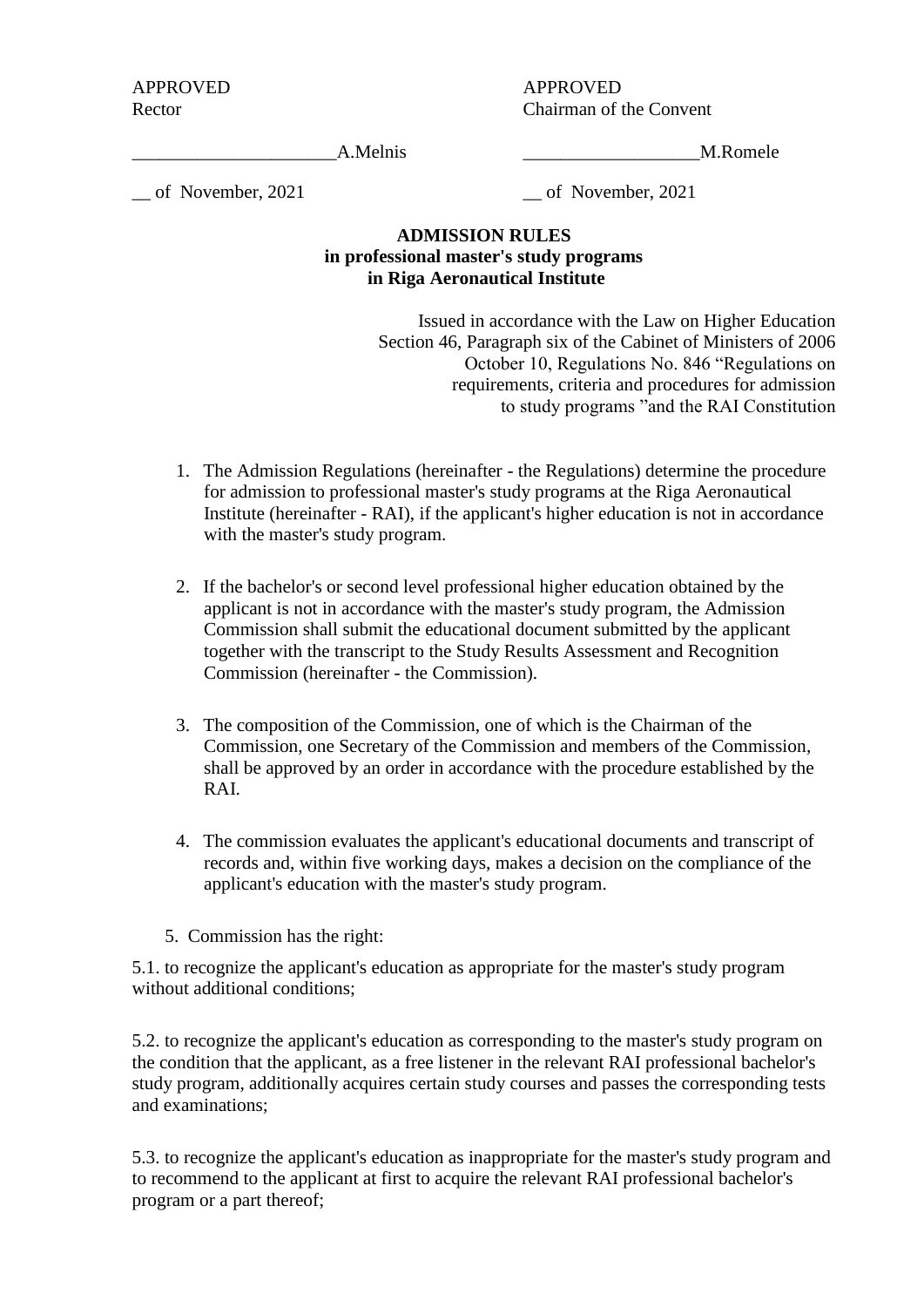APPROVED
Rector

_____________________A.Melnis

__ of November, 2021

APPROVED
Chairman of the Convent

__________________M.Romele

__ of November, 2021

**ADMISSION RULES**
**in professional master's study programs**
**in Riga Aeronautical Institute**

Issued in accordance with the Law on Higher Education Section 46, Paragraph six of the Cabinet of Ministers of 2006 October 10, Regulations No. 846 "Regulations on requirements, criteria and procedures for admission to study programs "and the RAI Constitution

1. The Admission Regulations (hereinafter - the Regulations) determine the procedure for admission to professional master's study programs at the Riga Aeronautical Institute (hereinafter - RAI), if the applicant's higher education is not in accordance with the master's study program.

2. If the bachelor's or second level professional higher education obtained by the applicant is not in accordance with the master's study program, the Admission Commission shall submit the educational document submitted by the applicant together with the transcript to the Study Results Assessment and Recognition Commission (hereinafter - the Commission).

3. The composition of the Commission, one of which is the Chairman of the Commission, one Secretary of the Commission and members of the Commission, shall be approved by an order in accordance with the procedure established by the RAI.

4. The commission evaluates the applicant's educational documents and transcript of records and, within five working days, makes a decision on the compliance of the applicant's education with the master's study program.

5. Commission has the right:

5.1. to recognize the applicant's education as appropriate for the master's study program without additional conditions;

5.2. to recognize the applicant's education as corresponding to the master's study program on the condition that the applicant, as a free listener in the relevant RAI professional bachelor's study program, additionally acquires certain study courses and passes the corresponding tests and examinations;

5.3. to recognize the applicant's education as inappropriate for the master's study program and to recommend to the applicant at first to acquire the relevant RAI professional bachelor's program or a part thereof;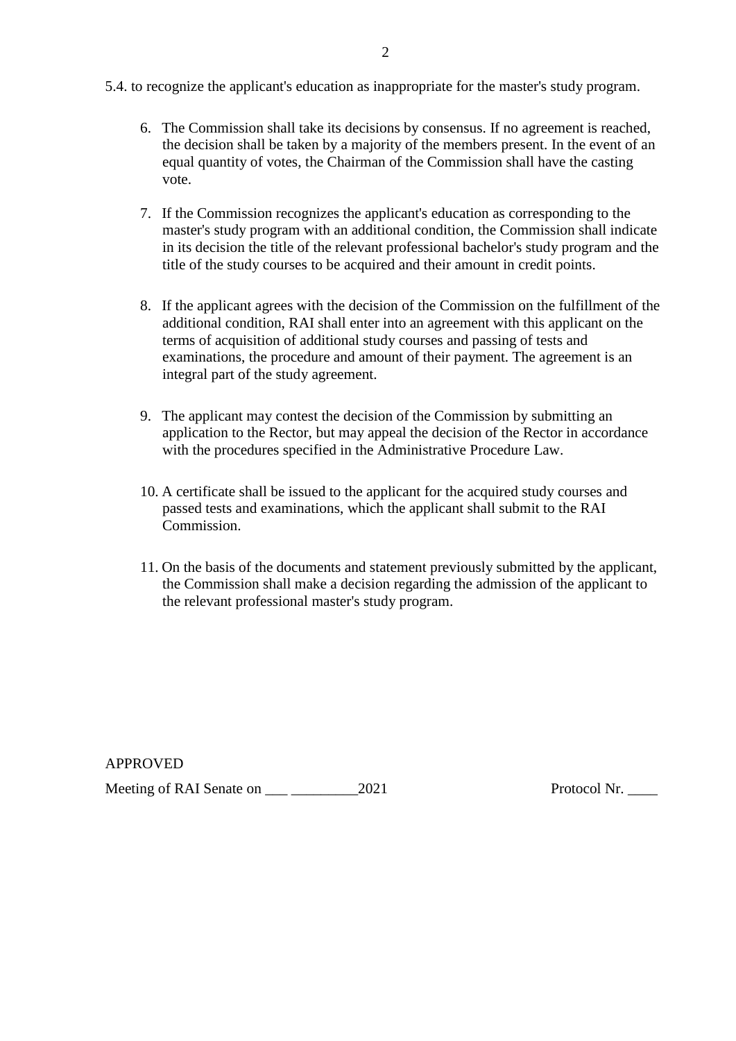5.4. to recognize the applicant's education as inappropriate for the master's study program.

6. The Commission shall take its decisions by consensus. If no agreement is reached, the decision shall be taken by a majority of the members present. In the event of an equal quantity of votes, the Chairman of the Commission shall have the casting vote.

7. If the Commission recognizes the applicant's education as corresponding to the master's study program with an additional condition, the Commission shall indicate in its decision the title of the relevant professional bachelor's study program and the title of the study courses to be acquired and their amount in credit points.

8. If the applicant agrees with the decision of the Commission on the fulfillment of the additional condition, RAI shall enter into an agreement with this applicant on the terms of acquisition of additional study courses and passing of tests and examinations, the procedure and amount of their payment. The agreement is an integral part of the study agreement.

9. The applicant may contest the decision of the Commission by submitting an application to the Rector, but may appeal the decision of the Rector in accordance with the procedures specified in the Administrative Procedure Law.

10. A certificate shall be issued to the applicant for the acquired study courses and passed tests and examinations, which the applicant shall submit to the RAI Commission.

11. On the basis of the documents and statement previously submitted by the applicant, the Commission shall make a decision regarding the admission of the applicant to the relevant professional master's study program.

APPROVED

Meeting of RAI Senate on ___ _________2021 Protocol Nr. ____